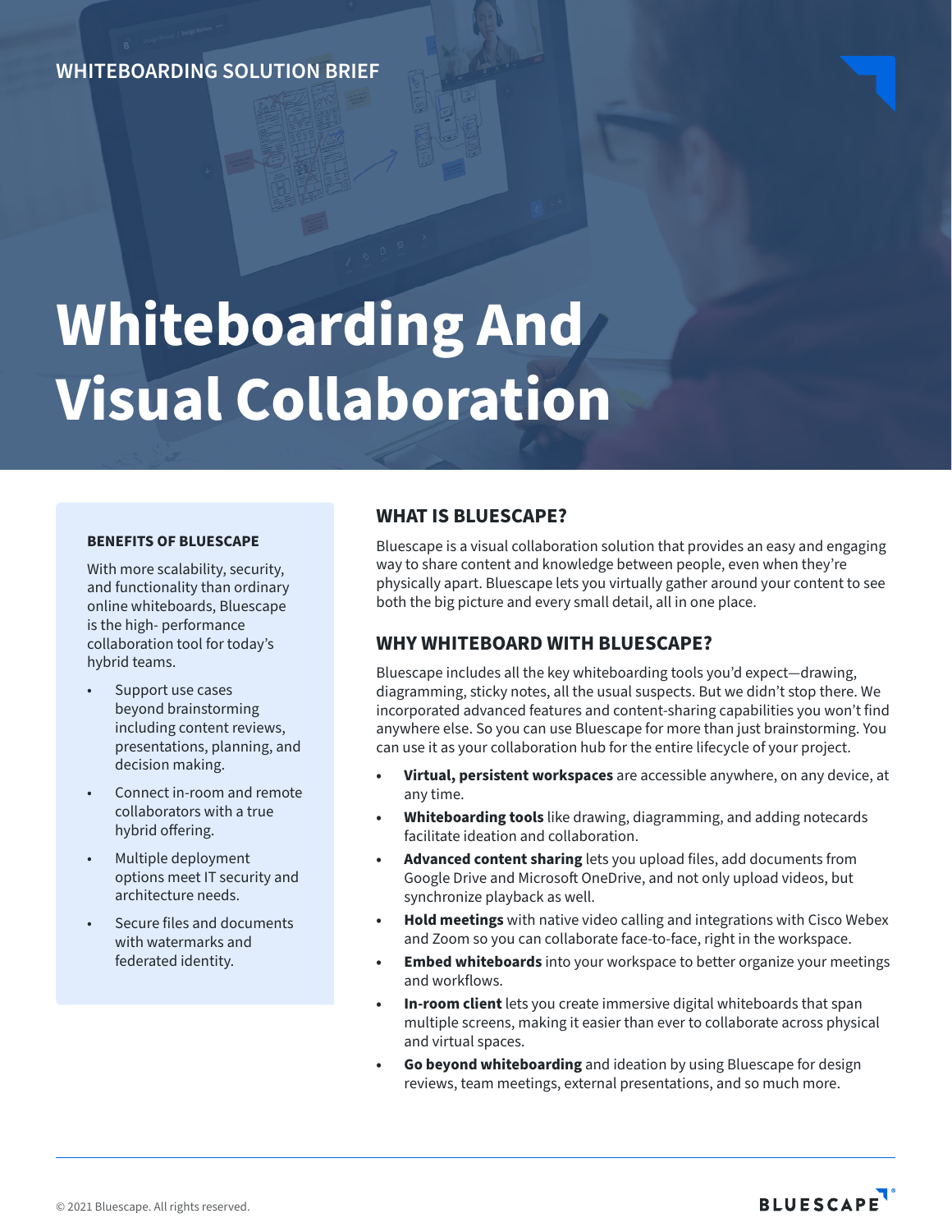WHITEBOARDING SOLUTION BRIEF

# Whiteboarding And Visual Collaboration

## BENEFITS OF BLUESCAPE

With more scalability, security, and functionality than ordinary online whiteboards, Bluescape is the high- performance collaboration tool for today's hybrid teams.

- Support use cases beyond brainstorming including content reviews, presentations, planning, and decision making.
- Connect in-room and remote collaborators with a true hybrid offering.
- Multiple deployment options meet IT security and architecture needs.
- Secure files and documents with watermarks and federated identity.

## WHAT IS BLUESCAPE?

Bluescape is a visual collaboration solution that provides an easy and engaging way to share content and knowledge between people, even when they're physically apart. Bluescape lets you virtually gather around your content to see both the big picture and every small detail, all in one place.

## WHY WHITEBOARD WITH BLUESCAPE?

Bluescape includes all the key whiteboarding tools you'd expect—drawing, diagramming, sticky notes, all the usual suspects. But we didn't stop there. We incorporated advanced features and content-sharing capabilities you won't find anywhere else. So you can use Bluescape for more than just brainstorming. You can use it as your collaboration hub for the entire lifecycle of your project.

- **Virtual, persistent workspaces** are accessible anywhere, on any device, at any time.
- **Whiteboarding tools** like drawing, diagramming, and adding notecards facilitate ideation and collaboration.
- **Advanced content sharing** lets you upload files, add documents from Google Drive and Microsoft OneDrive, and not only upload videos, but synchronize playback as well.
- **Hold meetings** with native video calling and integrations with Cisco Webex and Zoom so you can collaborate face-to-face, right in the workspace.
- **Embed whiteboards** into your workspace to better organize your meetings and workflows.
- **In-room client** lets you create immersive digital whiteboards that span multiple screens, making it easier than ever to collaborate across physical and virtual spaces.
- **Go beyond whiteboarding** and ideation by using Bluescape for design reviews, team meetings, external presentations, and so much more.

© 2021 Bluescape. All rights reserved.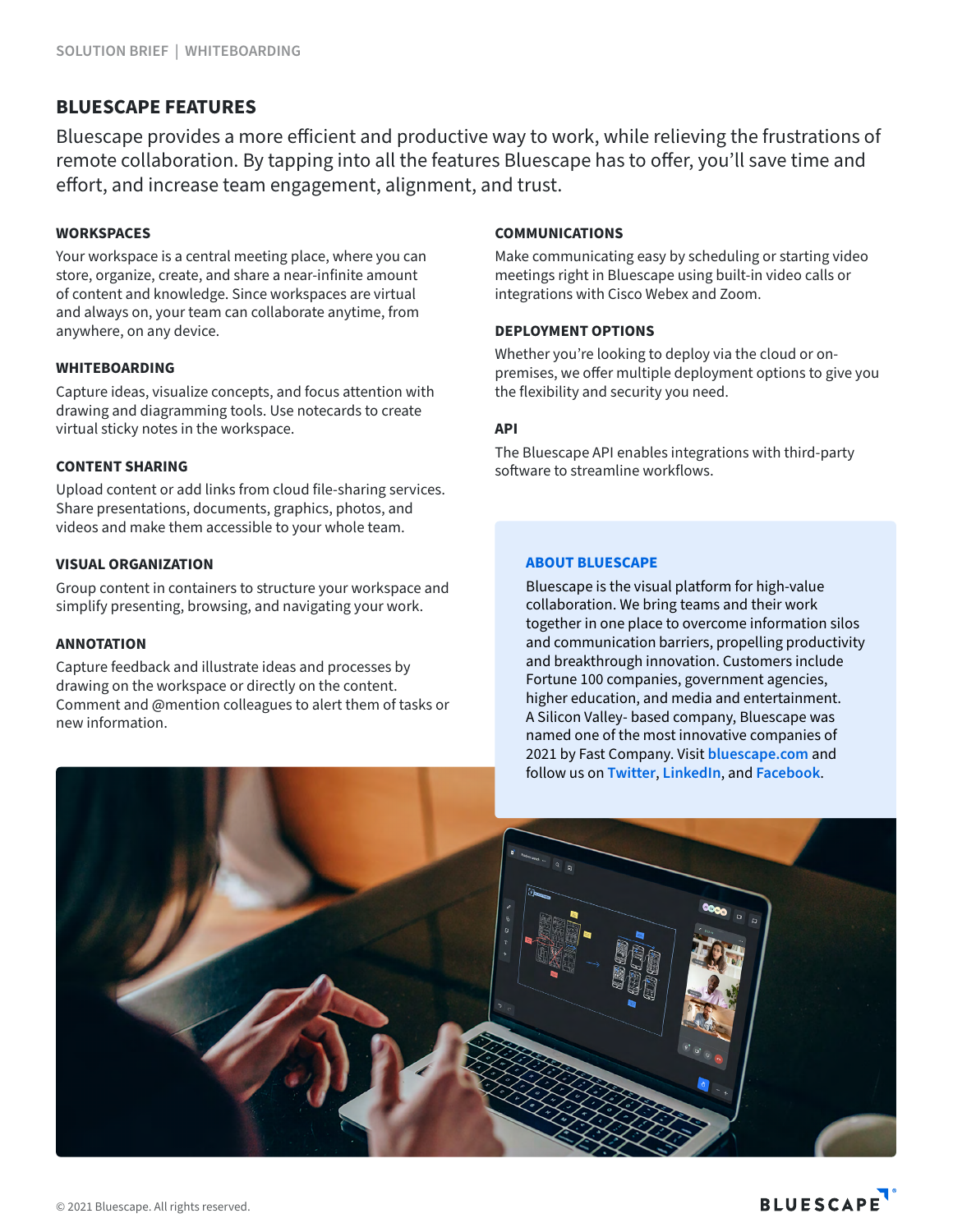SOLUTION BRIEF | WHITEBOARDING

## BLUESCAPE FEATURES

Bluescape provides a more efficient and productive way to work, while relieving the frustrations of remote collaboration. By tapping into all the features Bluescape has to offer, you'll save time and effort, and increase team engagement, alignment, and trust.

### WORKSPACES

Your workspace is a central meeting place, where you can store, organize, create, and share a near-infinite amount of content and knowledge. Since workspaces are virtual and always on, your team can collaborate anytime, from anywhere, on any device.

### WHITEBOARDING

Capture ideas, visualize concepts, and focus attention with drawing and diagramming tools. Use notecards to create virtual sticky notes in the workspace.

### CONTENT SHARING

Upload content or add links from cloud file-sharing services. Share presentations, documents, graphics, photos, and videos and make them accessible to your whole team.

### VISUAL ORGANIZATION

Group content in containers to structure your workspace and simplify presenting, browsing, and navigating your work.

### ANNOTATION

Capture feedback and illustrate ideas and processes by drawing on the workspace or directly on the content. Comment and @mention colleagues to alert them of tasks or new information.

### COMMUNICATIONS

Make communicating easy by scheduling or starting video meetings right in Bluescape using built-in video calls or integrations with Cisco Webex and Zoom.

### DEPLOYMENT OPTIONS

Whether you're looking to deploy via the cloud or on-premises, we offer multiple deployment options to give you the flexibility and security you need.

### API

The Bluescape API enables integrations with third-party software to streamline workflows.

### ABOUT BLUESCAPE

Bluescape is the visual platform for high-value collaboration. We bring teams and their work together in one place to overcome information silos and communication barriers, propelling productivity and breakthrough innovation. Customers include Fortune 100 companies, government agencies, higher education, and media and entertainment. A Silicon Valley- based company, Bluescape was named one of the most innovative companies of 2021 by Fast Company. Visit **bluescape.com** and follow us on **Twitter**, **LinkedIn**, and **Facebook**.

© 2021 Bluescape. All rights reserved.